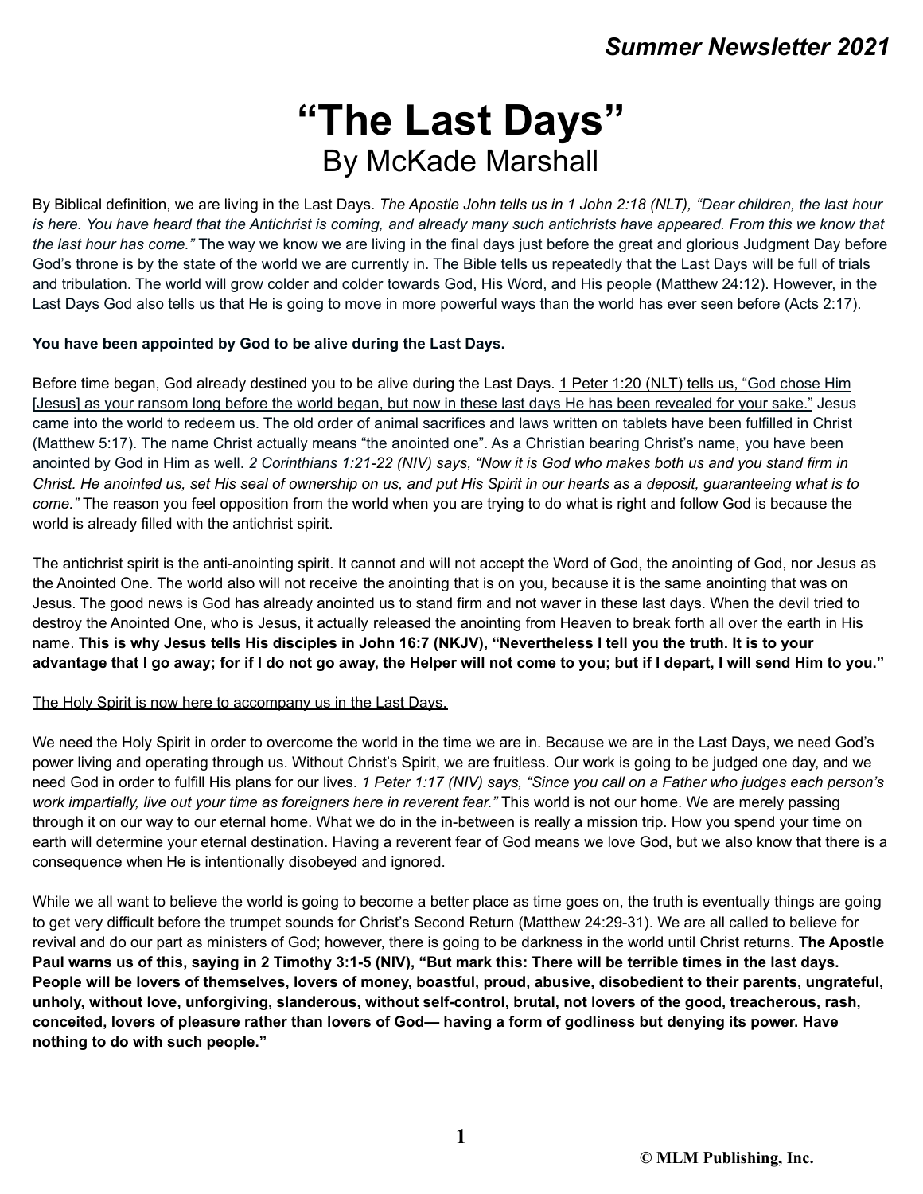# "The Last Days"

## By McKade Marshall

By Biblical definition, we are living in the Last Days. *The Apostle John tells us in 1 John 2:18 (NLT), "Dear children, the last hour is here. You have heard that the Antichrist is coming, and already many such antichrists have appeared. From this we know that the last hour has come."* The way we know we are living in the final days just before the great and glorious Judgment Day before God's throne is by the state of the world we are currently in. The Bible tells us repeatedly that the Last Days will be full of trials and tribulation. The world will grow colder and colder towards God, His Word, and His people (Matthew 24:12). However, in the Last Days God also tells us that He is going to move in more powerful ways than the world has ever seen before (Acts 2:17).

**You have been appointed by God to be alive during the Last Days.**

Before time began, God already destined you to be alive during the Last Days. <u>1 Peter 1:20 (NLT) tells us, "God chose Him [Jesus] as your ransom long before the world began, but now in these last days He has been revealed for your sake."</u> Jesus came into the world to redeem us. The old order of animal sacrifices and laws written on tablets have been fulfilled in Christ (Matthew 5:17). The name Christ actually means "the anointed one". As a Christian bearing Christ's name, you have been anointed by God in Him as well. *2 Corinthians 1:21-22 (NIV) says, "Now it is God who makes both us and you stand firm in Christ. He anointed us, set His seal of ownership on us, and put His Spirit in our hearts as a deposit, guaranteeing what is to come."* The reason you feel opposition from the world when you are trying to do what is right and follow God is because the world is already filled with the antichrist spirit.

The antichrist spirit is the anti-anointing spirit. It cannot and will not accept the Word of God, the anointing of God, nor Jesus as the Anointed One. The world also will not receive the anointing that is on you, because it is the same anointing that was on Jesus. The good news is God has already anointed us to stand firm and not waver in these last days. When the devil tried to destroy the Anointed One, who is Jesus, it actually released the anointing from Heaven to break forth all over the earth in His name. **This is why Jesus tells His disciples in John 16:7 (NKJV), "Nevertheless I tell you the truth. It is to your advantage that I go away; for if I do not go away, the Helper will not come to you; but if I depart, I will send Him to you."**

<u>The Holy Spirit is now here to accompany us in the Last Days.</u>

We need the Holy Spirit in order to overcome the world in the time we are in. Because we are in the Last Days, we need God's power living and operating through us. Without Christ's Spirit, we are fruitless. Our work is going to be judged one day, and we need God in order to fulfill His plans for our lives. *1 Peter 1:17 (NIV) says, "Since you call on a Father who judges each person's work impartially, live out your time as foreigners here in reverent fear."* This world is not our home. We are merely passing through it on our way to our eternal home. What we do in the in-between is really a mission trip. How you spend your time on earth will determine your eternal destination. Having a reverent fear of God means we love God, but we also know that there is a consequence when He is intentionally disobeyed and ignored.

While we all want to believe the world is going to become a better place as time goes on, the truth is eventually things are going to get very difficult before the trumpet sounds for Christ's Second Return (Matthew 24:29-31). We are all called to believe for revival and do our part as ministers of God; however, there is going to be darkness in the world until Christ returns. **The Apostle Paul warns us of this, saying in 2 Timothy 3:1-5 (NIV), "But mark this: There will be terrible times in the last days. People will be lovers of themselves, lovers of money, boastful, proud, abusive, disobedient to their parents, ungrateful, unholy, without love, unforgiving, slanderous, without self-control, brutal, not lovers of the good, treacherous, rash, conceited, lovers of pleasure rather than lovers of God— having a form of godliness but denying its power. Have nothing to do with such people."**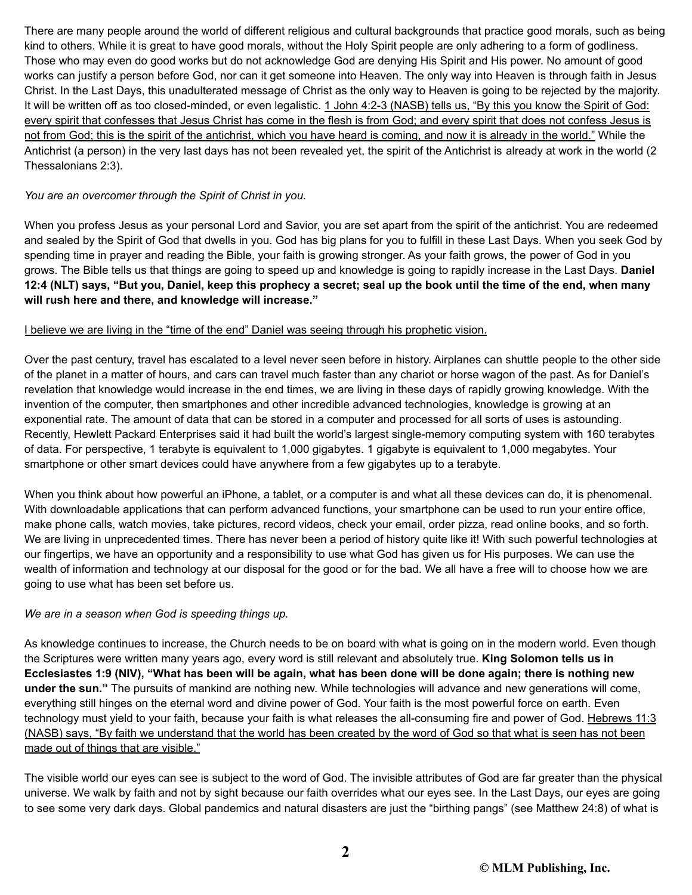There are many people around the world of different religious and cultural backgrounds that practice good morals, such as being kind to others. While it is great to have good morals, without the Holy Spirit people are only adhering to a form of godliness. Those who may even do good works but do not acknowledge God are denying His Spirit and His power. No amount of good works can justify a person before God, nor can it get someone into Heaven. The only way into Heaven is through faith in Jesus Christ. In the Last Days, this unadulterated message of Christ as the only way to Heaven is going to be rejected by the majority. It will be written off as too closed-minded, or even legalistic. <u>1 John 4:2-3 (NASB) tells us, “By this you know the Spirit of God: every spirit that confesses that Jesus Christ has come in the flesh is from God; and every spirit that does not confess Jesus is not from God; this is the spirit of the antichrist, which you have heard is coming, and now it is already in the world.”</u> While the Antichrist (a person) in the very last days has not been revealed yet, the spirit of the Antichrist is already at work in the world (2 Thessalonians 2:3).

*You are an overcomer through the Spirit of Christ in you.*

When you profess Jesus as your personal Lord and Savior, you are set apart from the spirit of the antichrist. You are redeemed and sealed by the Spirit of God that dwells in you. God has big plans for you to fulfill in these Last Days. When you seek God by spending time in prayer and reading the Bible, your faith is growing stronger. As your faith grows, the power of God in you grows. The Bible tells us that things are going to speed up and knowledge is going to rapidly increase in the Last Days. **Daniel 12:4 (NLT) says, “But you, Daniel, keep this prophecy a secret; seal up the book until the time of the end, when many will rush here and there, and knowledge will increase.”**

<u>I believe we are living in the “time of the end” Daniel was seeing through his prophetic vision.</u>

Over the past century, travel has escalated to a level never seen before in history. Airplanes can shuttle people to the other side of the planet in a matter of hours, and cars can travel much faster than any chariot or horse wagon of the past. As for Daniel’s revelation that knowledge would increase in the end times, we are living in these days of rapidly growing knowledge. With the invention of the computer, then smartphones and other incredible advanced technologies, knowledge is growing at an exponential rate. The amount of data that can be stored in a computer and processed for all sorts of uses is astounding. Recently, Hewlett Packard Enterprises said it had built the world’s largest single-memory computing system with 160 terabytes of data. For perspective, 1 terabyte is equivalent to 1,000 gigabytes. 1 gigabyte is equivalent to 1,000 megabytes. Your smartphone or other smart devices could have anywhere from a few gigabytes up to a terabyte.

When you think about how powerful an iPhone, a tablet, or a computer is and what all these devices can do, it is phenomenal. With downloadable applications that can perform advanced functions, your smartphone can be used to run your entire office, make phone calls, watch movies, take pictures, record videos, check your email, order pizza, read online books, and so forth. We are living in unprecedented times. There has never been a period of history quite like it! With such powerful technologies at our fingertips, we have an opportunity and a responsibility to use what God has given us for His purposes. We can use the wealth of information and technology at our disposal for the good or for the bad. We all have a free will to choose how we are going to use what has been set before us.

*We are in a season when God is speeding things up.*

As knowledge continues to increase, the Church needs to be on board with what is going on in the modern world. Even though the Scriptures were written many years ago, every word is still relevant and absolutely true. **King Solomon tells us in Ecclesiastes 1:9 (NIV), “What has been will be again, what has been done will be done again; there is nothing new under the sun.”** The pursuits of mankind are nothing new. While technologies will advance and new generations will come, everything still hinges on the eternal word and divine power of God. Your faith is the most powerful force on earth. Even technology must yield to your faith, because your faith is what releases the all-consuming fire and power of God. <u>Hebrews 11:3 (NASB) says, “By faith we understand that the world has been created by the word of God so that what is seen has not been made out of things that are visible.”</u>

The visible world our eyes can see is subject to the word of God. The invisible attributes of God are far greater than the physical universe. We walk by faith and not by sight because our faith overrides what our eyes see. In the Last Days, our eyes are going to see some very dark days. Global pandemics and natural disasters are just the “birthing pangs” (see Matthew 24:8) of what is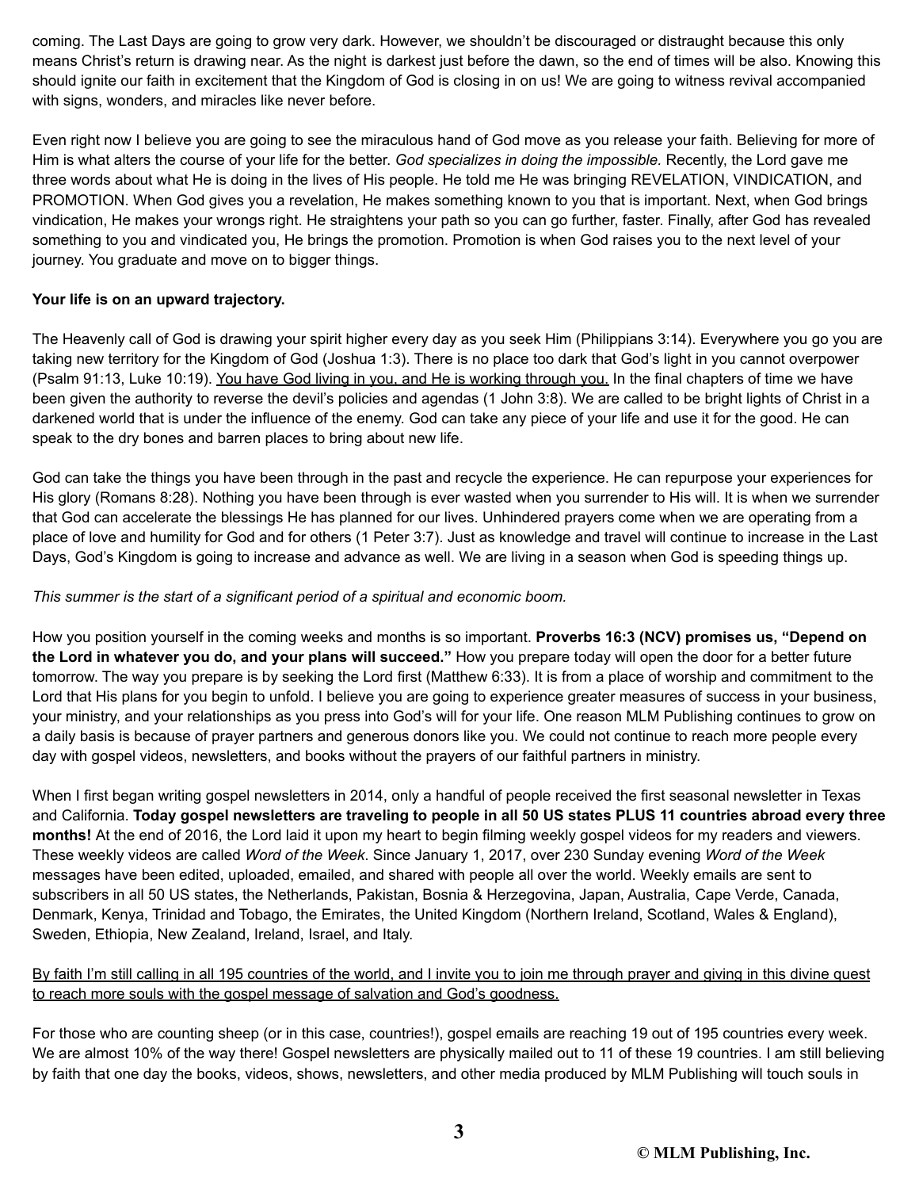coming. The Last Days are going to grow very dark. However, we shouldn't be discouraged or distraught because this only means Christ's return is drawing near. As the night is darkest just before the dawn, so the end of times will be also. Knowing this should ignite our faith in excitement that the Kingdom of God is closing in on us! We are going to witness revival accompanied with signs, wonders, and miracles like never before.

Even right now I believe you are going to see the miraculous hand of God move as you release your faith. Believing for more of Him is what alters the course of your life for the better. *God specializes in doing the impossible.* Recently, the Lord gave me three words about what He is doing in the lives of His people. He told me He was bringing REVELATION, VINDICATION, and PROMOTION. When God gives you a revelation, He makes something known to you that is important. Next, when God brings vindication, He makes your wrongs right. He straightens your path so you can go further, faster. Finally, after God has revealed something to you and vindicated you, He brings the promotion. Promotion is when God raises you to the next level of your journey. You graduate and move on to bigger things.

**Your life is on an upward trajectory.**

The Heavenly call of God is drawing your spirit higher every day as you seek Him (Philippians 3:14). Everywhere you go you are taking new territory for the Kingdom of God (Joshua 1:3). There is no place too dark that God's light in you cannot overpower (Psalm 91:13, Luke 10:19). <u>You have God living in you, and He is working through you.</u> In the final chapters of time we have been given the authority to reverse the devil's policies and agendas (1 John 3:8). We are called to be bright lights of Christ in a darkened world that is under the influence of the enemy. God can take any piece of your life and use it for the good. He can speak to the dry bones and barren places to bring about new life.

God can take the things you have been through in the past and recycle the experience. He can repurpose your experiences for His glory (Romans 8:28). Nothing you have been through is ever wasted when you surrender to His will. It is when we surrender that God can accelerate the blessings He has planned for our lives. Unhindered prayers come when we are operating from a place of love and humility for God and for others (1 Peter 3:7). Just as knowledge and travel will continue to increase in the Last Days, God's Kingdom is going to increase and advance as well. We are living in a season when God is speeding things up.

*This summer is the start of a significant period of a spiritual and economic boom.*

How you position yourself in the coming weeks and months is so important. **Proverbs 16:3 (NCV) promises us, "Depend on the Lord in whatever you do, and your plans will succeed."** How you prepare today will open the door for a better future tomorrow. The way you prepare is by seeking the Lord first (Matthew 6:33). It is from a place of worship and commitment to the Lord that His plans for you begin to unfold. I believe you are going to experience greater measures of success in your business, your ministry, and your relationships as you press into God's will for your life. One reason MLM Publishing continues to grow on a daily basis is because of prayer partners and generous donors like you. We could not continue to reach more people every day with gospel videos, newsletters, and books without the prayers of our faithful partners in ministry.

When I first began writing gospel newsletters in 2014, only a handful of people received the first seasonal newsletter in Texas and California. **Today gospel newsletters are traveling to people in all 50 US states PLUS 11 countries abroad every three months!** At the end of 2016, the Lord laid it upon my heart to begin filming weekly gospel videos for my readers and viewers. These weekly videos are called *Word of the Week*. Since January 1, 2017, over 230 Sunday evening *Word of the Week* messages have been edited, uploaded, emailed, and shared with people all over the world. Weekly emails are sent to subscribers in all 50 US states, the Netherlands, Pakistan, Bosnia & Herzegovina, Japan, Australia, Cape Verde, Canada, Denmark, Kenya, Trinidad and Tobago, the Emirates, the United Kingdom (Northern Ireland, Scotland, Wales & England), Sweden, Ethiopia, New Zealand, Ireland, Israel, and Italy.

<u>By faith I'm still calling in all 195 countries of the world, and I invite you to join me through prayer and giving in this divine quest to reach more souls with the gospel message of salvation and God's goodness.</u>

For those who are counting sheep (or in this case, countries!), gospel emails are reaching 19 out of 195 countries every week. We are almost 10% of the way there! Gospel newsletters are physically mailed out to 11 of these 19 countries. I am still believing by faith that one day the books, videos, shows, newsletters, and other media produced by MLM Publishing will touch souls in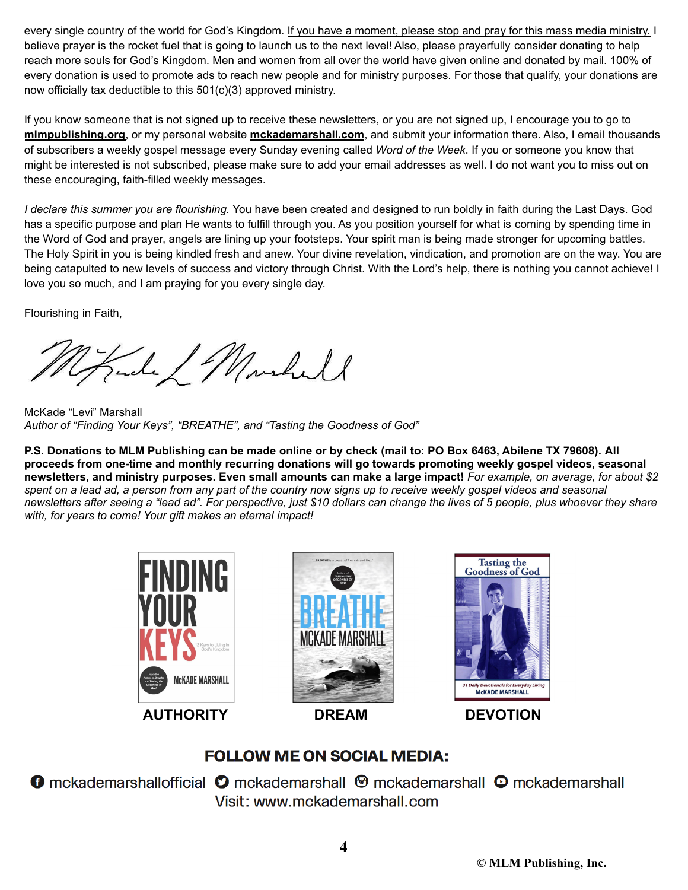every single country of the world for God's Kingdom. If you have a moment, please stop and pray for this mass media ministry. I believe prayer is the rocket fuel that is going to launch us to the next level! Also, please prayerfully consider donating to help reach more souls for God's Kingdom. Men and women from all over the world have given online and donated by mail. 100% of every donation is used to promote ads to reach new people and for ministry purposes. For those that qualify, your donations are now officially tax deductible to this 501(c)(3) approved ministry.

If you know someone that is not signed up to receive these newsletters, or you are not signed up, I encourage you to go to **mlmpublishing.org**, or my personal website **mckademarshall.com**, and submit your information there. Also, I email thousands of subscribers a weekly gospel message every Sunday evening called *Word of the Week*. If you or someone you know that might be interested is not subscribed, please make sure to add your email addresses as well. I do not want you to miss out on these encouraging, faith-filled weekly messages.

*I declare this summer you are flourishing.* You have been created and designed to run boldly in faith during the Last Days. God has a specific purpose and plan He wants to fulfill through you. As you position yourself for what is coming by spending time in the Word of God and prayer, angels are lining up your footsteps. Your spirit man is being made stronger for upcoming battles. The Holy Spirit in you is being kindled fresh and anew. Your divine revelation, vindication, and promotion are on the way. You are being catapulted to new levels of success and victory through Christ. With the Lord's help, there is nothing you cannot achieve! I love you so much, and I am praying for you every single day.

Flourishing in Faith,

McKade "Levi" Marshall
*Author of "Finding Your Keys", "BREATHE", and "Tasting the Goodness of God"*

**P.S. Donations to MLM Publishing can be made online or by check (mail to: PO Box 6463, Abilene TX 79608). All proceeds from one-time and monthly recurring donations will go towards promoting weekly gospel videos, seasonal newsletters, and ministry purposes. Even small amounts can make a large impact!** *For example, on average, for about $2 spent on a lead ad, a person from any part of the country now signs up to receive weekly gospel videos and seasonal newsletters after seeing a "lead ad". For perspective, just $10 dollars can change the lives of 5 people, plus whoever they share with, for years to come! Your gift makes an eternal impact!*

**AUTHORITY** **DREAM** **DEVOTION**

## FOLLOW ME ON SOCIAL MEDIA:

mckademarshallofficial mckademarshall mckademarshall mckademarshall
Visit: www.mckademarshall.com

© MLM Publishing, Inc.